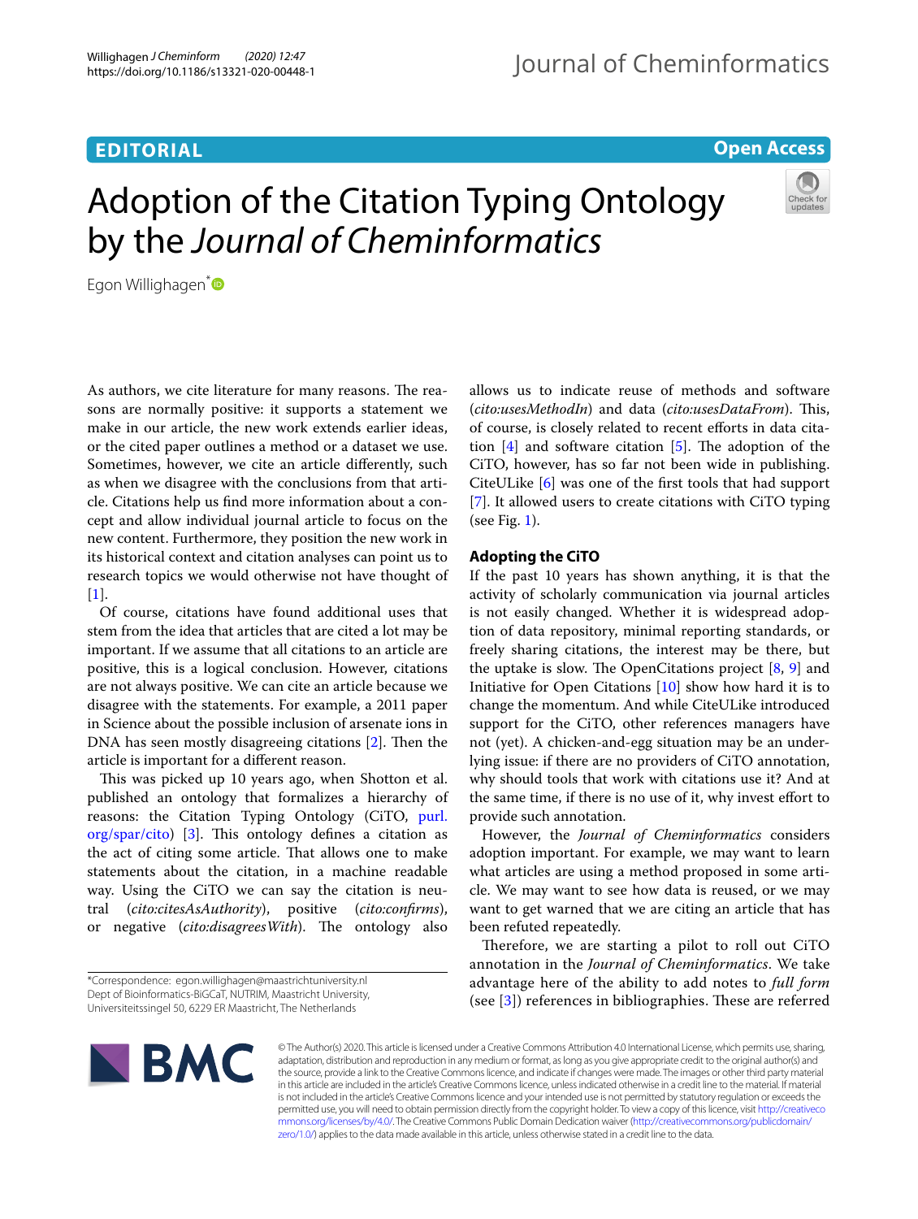EDITORIAL

Open Access

# Adoption of the Citation Typing Ontology by the *Journal of Cheminformatics*

Egon Willighagen*

As authors, we cite literature for many reasons. The reasons are normally positive: it supports a statement we make in our article, the new work extends earlier ideas, or the cited paper outlines a method or a dataset we use. Sometimes, however, we cite an article differently, such as when we disagree with the conclusions from that article. Citations help us find more information about a concept and allow individual journal article to focus on the new content. Furthermore, they position the new work in its historical context and citation analyses can point us to research topics we would otherwise not have thought of [1].

Of course, citations have found additional uses that stem from the idea that articles that are cited a lot may be important. If we assume that all citations to an article are positive, this is a logical conclusion. However, citations are not always positive. We can cite an article because we disagree with the statements. For example, a 2011 paper in Science about the possible inclusion of arsenate ions in DNA has seen mostly disagreeing citations [2]. Then the article is important for a different reason.

This was picked up 10 years ago, when Shotton et al. published an ontology that formalizes a hierarchy of reasons: the Citation Typing Ontology (CiTO, purl.org/spar/cito) [3]. This ontology defines a citation as the act of citing some article. That allows one to make statements about the citation, in a machine readable way. Using the CiTO we can say the citation is neutral (*cito:citesAsAuthority*), positive (*cito:confirms*), or negative (*cito:disagreesWith*). The ontology also allows us to indicate reuse of methods and software (*cito:usesMethodIn*) and data (*cito:usesDataFrom*). This, of course, is closely related to recent efforts in data citation [4] and software citation [5]. The adoption of the CiTO, however, has so far not been wide in publishing. CiteULike [6] was one of the first tools that had support [7]. It allowed users to create citations with CiTO typing (see Fig. 1).

## Adopting the CiTO

If the past 10 years has shown anything, it is that the activity of scholarly communication via journal articles is not easily changed. Whether it is widespread adoption of data repository, minimal reporting standards, or freely sharing citations, the interest may be there, but the uptake is slow. The OpenCitations project [8, 9] and Initiative for Open Citations [10] show how hard it is to change the momentum. And while CiteULike introduced support for the CiTO, other references managers have not (yet). A chicken-and-egg situation may be an underlying issue: if there are no providers of CiTO annotation, why should tools that work with citations use it? And at the same time, if there is no use of it, why invest effort to provide such annotation.

However, the *Journal of Cheminformatics* considers adoption important. For example, we may want to learn what articles are using a method proposed in some article. We may want to see how data is reused, or we may want to get warned that we are citing an article that has been refuted repeatedly.

Therefore, we are starting a pilot to roll out CiTO annotation in the *Journal of Cheminformatics*. We take advantage here of the ability to add notes to *full form* (see [3]) references in bibliographies. These are referred

*Correspondence: egon.willighagen@maastrichtuniversity.nl
Dept of Bioinformatics-BiGCaT, NUTRIM, Maastricht University, Universiteitssingel 50, 6229 ER Maastricht, The Netherlands

© The Author(s) 2020. This article is licensed under a Creative Commons Attribution 4.0 International License, which permits use, sharing, adaptation, distribution and reproduction in any medium or format, as long as you give appropriate credit to the original author(s) and the source, provide a link to the Creative Commons licence, and indicate if changes were made. The images or other third party material in this article are included in the article's Creative Commons licence, unless indicated otherwise in a credit line to the material. If material is not included in the article's Creative Commons licence and your intended use is not permitted by statutory regulation or exceeds the permitted use, you will need to obtain permission directly from the copyright holder. To view a copy of this licence, visit http://creativecommons.org/licenses/by/4.0/. The Creative Commons Public Domain Dedication waiver (http://creativecommons.org/publicdomain/zero/1.0/) applies to the data made available in this article, unless otherwise stated in a credit line to the data.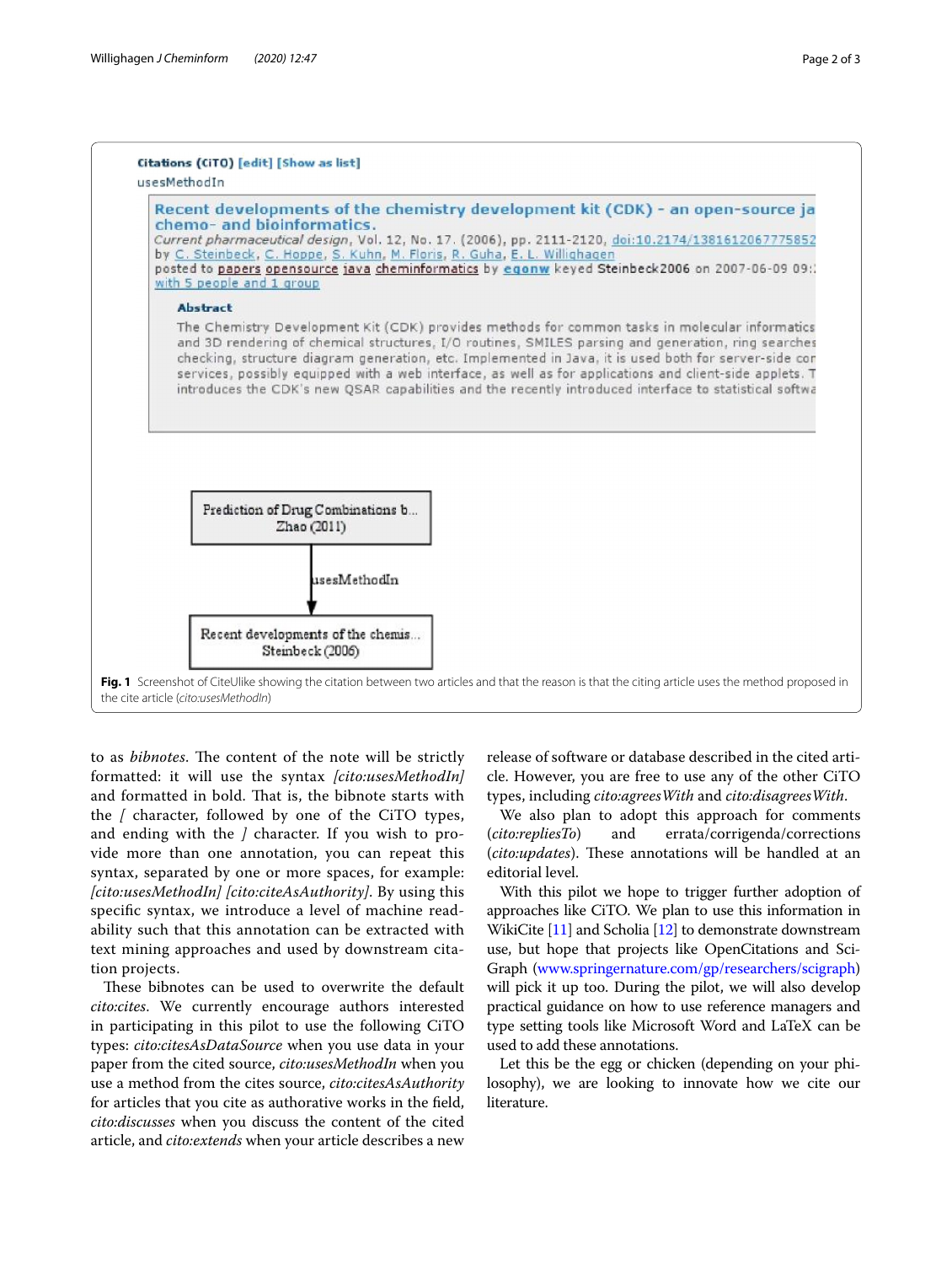Fig. 1 Screenshot of CiteUlike showing the citation between two articles and that the reason is that the citing article uses the method proposed in the cite article (*cito:usesMethodIn*)

to as *bibnotes*. The content of the note will be strictly formatted: it will use the syntax **[*cito:usesMethodIn*]** and formatted in bold. That is, the bibnote starts with the *[* character, followed by one of the CiTO types, and ending with the *]* character. If you wish to provide more than one annotation, you can repeat this syntax, separated by one or more spaces, for example: *[cito:usesMethodIn] [cito:citeAsAuthority]*. By using this specific syntax, we introduce a level of machine readability such that this annotation can be extracted with text mining approaches and used by downstream citation projects.

These bibnotes can be used to overwrite the default *cito:cites*. We currently encourage authors interested in participating in this pilot to use the following CiTO types: *cito:citesAsDataSource* when you use data in your paper from the cited source, *cito:usesMethodIn* when you use a method from the cites source, *cito:citesAsAuthority* for articles that you cite as authorative works in the field, *cito:discusses* when you discuss the content of the cited article, and *cito:extends* when your article describes a new release of software or database described in the cited article. However, you are free to use any of the other CiTO types, including *cito:agreesWith* and *cito:disagreesWith*.

We also plan to adopt this approach for comments (*cito:repliesTo*) and errata/corrigenda/corrections (*cito:updates*). These annotations will be handled at an editorial level.

With this pilot we hope to trigger further adoption of approaches like CiTO. We plan to use this information in WikiCite [11] and Scholia [12] to demonstrate downstream use, but hope that projects like OpenCitations and SciGraph (www.springernature.com/gp/researchers/scigraph) will pick it up too. During the pilot, we will also develop practical guidance on how to use reference managers and type setting tools like Microsoft Word and LaTeX can be used to add these annotations.

Let this be the egg or chicken (depending on your philosophy), we are looking to innovate how we cite our literature.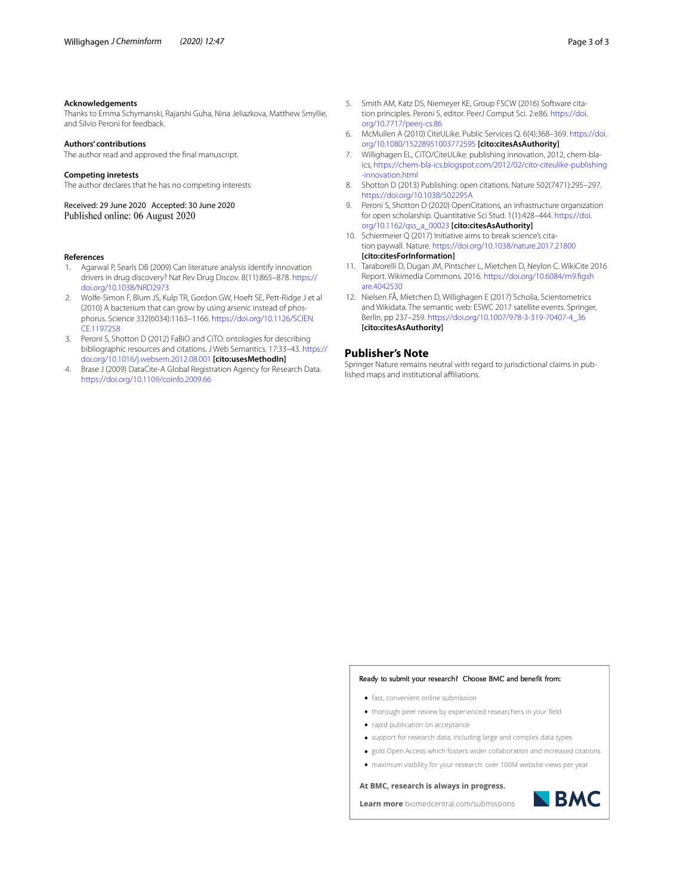**Acknowledgements**

Thanks to Emma Schymanski, Rajarshi Guha, Nina Jeliazkova, Matthew Smyllie, and Silvio Peroni for feedback.

**Authors' contributions**

The author read and approved the final manuscript.

**Competing inretests**

The author declares that he has no competing interests

Received: 29 June 2020 Accepted: 30 June 2020
Published online: 06 August 2020

**References**

1. Agarwal P, Searls DB (2009) Can literature analysis identify innovation drivers in drug discovery? Nat Rev Drug Discov. 8(11):865–878. https://doi.org/10.1038/NRD2973
2. Wolfe-Simon F, Blum JS, Kulp TR, Gordon GW, Hoeft SE, Pett-Ridge J et al (2010) A bacterium that can grow by using arsenic instead of phosphorus. Science 332(6034):1163–1166. https://doi.org/10.1126/SCIENCE.1197258
3. Peroni S, Shotton D (2012) FaBiO and CiTO: ontologies for describing bibliographic resources and citations. J Web Semantics. 17:33–43. https://doi.org/10.1016/j.websem.2012.08.001 **[cito:usesMethodIn]**
4. Brase J (2009) DataCite-A Global Registration Agency for Research Data. https://doi.org/10.1109/coinfo.2009.66
5. Smith AM, Katz DS, Niemeyer KE, Group FSCW (2016) Software citation principles. Peroni S, editor. PeerJ Comput Sci. 2:e86. https://doi.org/10.7717/peerj-cs.86
6. McMullen A (2010) CiteULike. Public Services Q. 6(4):368–369. https://doi.org/10.1080/15228951003772595 **[cito:citesAsAuthority]**
7. Willighagen EL, CiTO/CiteULike: publishing innovation, 2012, chem-bla-ics, https://chem-bla-ics.blogspot.com/2012/02/cito-citeulike-publishing-innovation.html
8. Shotton D (2013) Publishing: open citations. Nature 502(7471):295–297. https://doi.org/10.1038/502295A
9. Peroni S, Shotton D (2020) OpenCitations, an infrastructure organization for open scholarship. Quantitative Sci Stud. 1(1):428–444. https://doi.org/10.1162/qss_a_00023 **[cito:citesAsAuthority]**
10. Schiermeier Q (2017) Initiative aims to break science's citation paywall. Nature. https://doi.org/10.1038/nature.2017.21800 **[cito:citesForInformation]**
11. Taraborelli D, Dugan JM, Pintscher L, Mietchen D, Neylon C. WikiCite 2016 Report. Wikimedia Commons. 2016. https://doi.org/10.6084/m9.figshare.4042530
12. Nielsen FÅ, Mietchen D, Willighagen E (2017) Scholia, Scientometrics and Wikidata. The semantic web: ESWC 2017 satellite events. Springer, Berlin, pp 237–259. https://doi.org/10.1007/978-3-319-70407-4_36 **[cito:citesAsAuthority]**

## Publisher's Note

Springer Nature remains neutral with regard to jurisdictional claims in published maps and institutional affiliations.

Ready to submit your research? Choose BMC and benefit from:

- fast, convenient online submission
- thorough peer review by experienced researchers in your field
- rapid publication on acceptance
- support for research data, including large and complex data types
- gold Open Access which fosters wider collaboration and increased citations
- maximum visibility for your research: over 100M website views per year

**At BMC, research is always in progress.**

**Learn more** biomedcentral.com/submissions

BMC